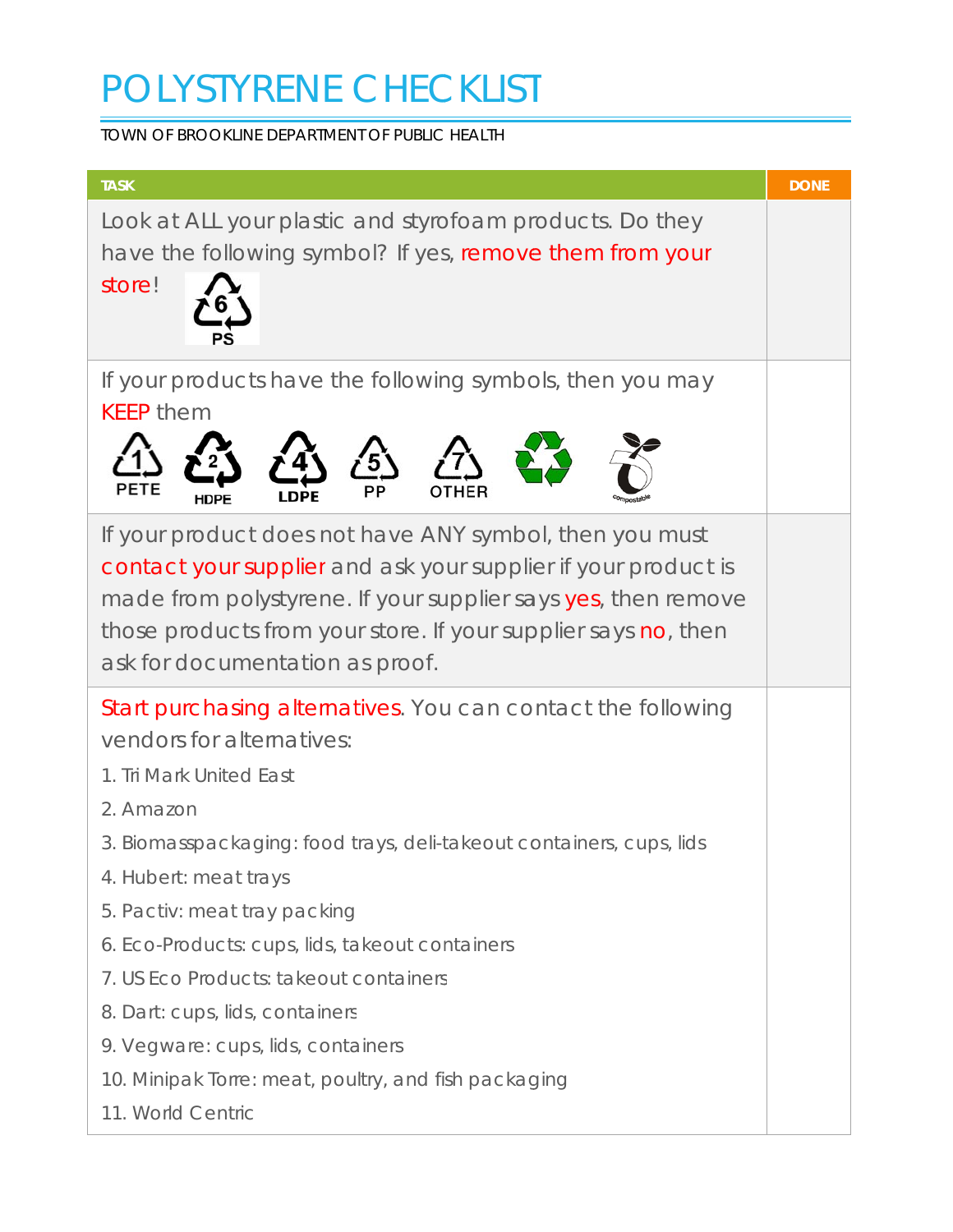# POLYSTYRENE CHECKLIST

TOWN OF BROOKLINE DEPARTMENT OF PUBLIC HEALTH

| TASK | DONE |
| --- | --- |
| Look at ALL your plastic and styrofoam products. Do they have the following symbol? If yes, remove them from your store! 6 PS | |
| If your products have the following symbols, then you may KEEP them 1 PETE, 2 HDPE, 4 LDPE, 5 PP, 7 OTHER, compostable | |
| If your product does not have ANY symbol, then you must contact your supplier and ask your supplier if your product is made from polystyrene. If your supplier says yes, then remove those products from your store. If your supplier says no, then ask for documentation as proof. | |
| Start purchasing alternatives. You can contact the following vendors for alternatives:<br>1. Tri Mark United East<br>2. Amazon<br>3. Biomasspackaging: food trays, deli-takeout containers, cups, lids<br>4. Hubert: meat trays<br>5. Pactiv: meat tray packing<br>6. Eco-Products: cups, lids, takeout containers<br>7. US Eco Products: takeout containers<br>8. Dart: cups, lids, containers<br>9. Vegware: cups, lids, containers<br>10. Minipak Torre: meat, poultry, and fish packaging<br>11. World Centric | |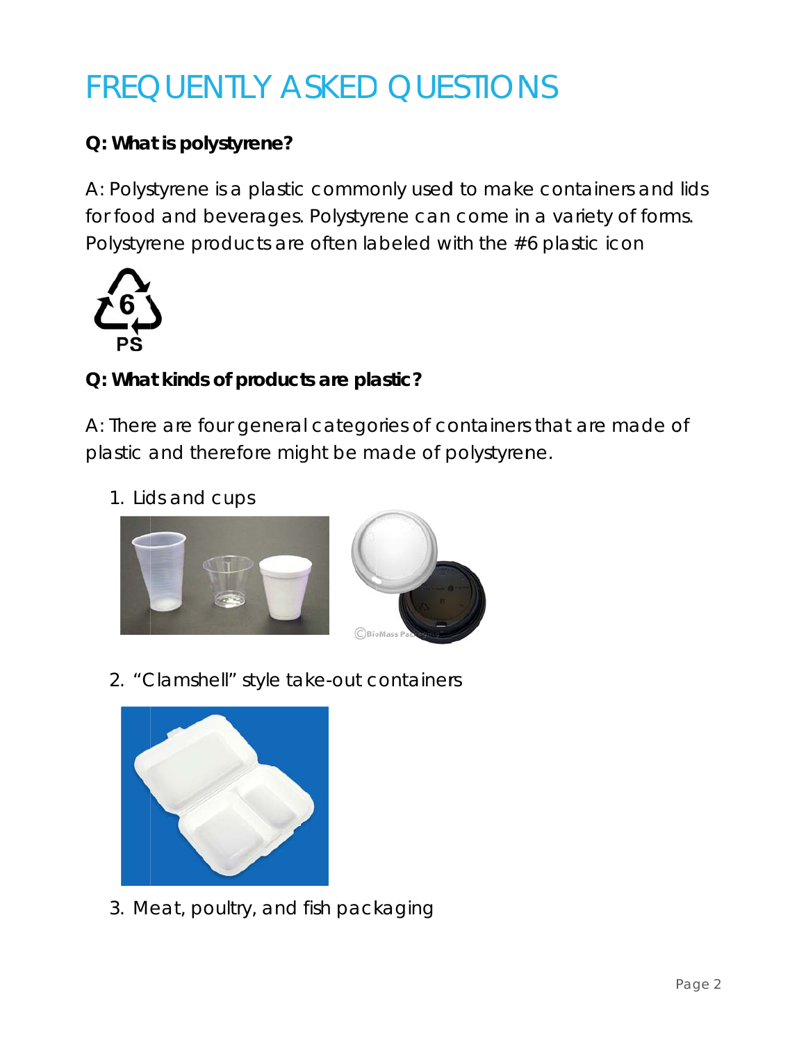# FREQUENTLY ASKED QUESTIONS

**Q: What is polystyrene?**

A: Polystyrene is a plastic commonly used to make containers and lids for food and beverages. Polystyrene can come in a variety of forms. Polystyrene products are often labeled with the #6 plastic icon

**Q: What kinds of products are plastic?**

A: There are four general categories of containers that are made of plastic and therefore might be made of polystyrene.

1. Lids and cups
2. "Clamshell" style take-out containers
3. Meat, poultry, and fish packaging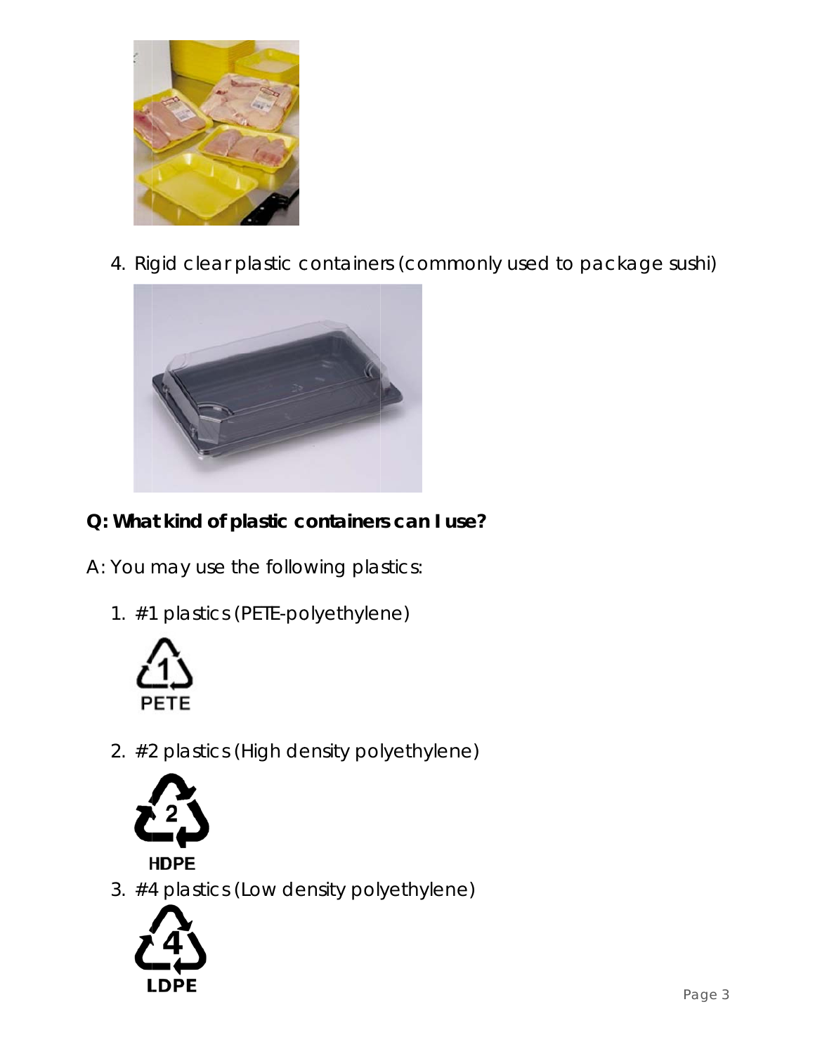4. Rigid clear plastic containers (commonly used to package sushi)

**Q: What kind of plastic containers can I use?**

A: You may use the following plastics:

1. #1 plastics (PETE-polyethylene)

   PETE

2. #2 plastics (High density polyethylene)

   HDPE

3. #4 plastics (Low density polyethylene)

   LDPE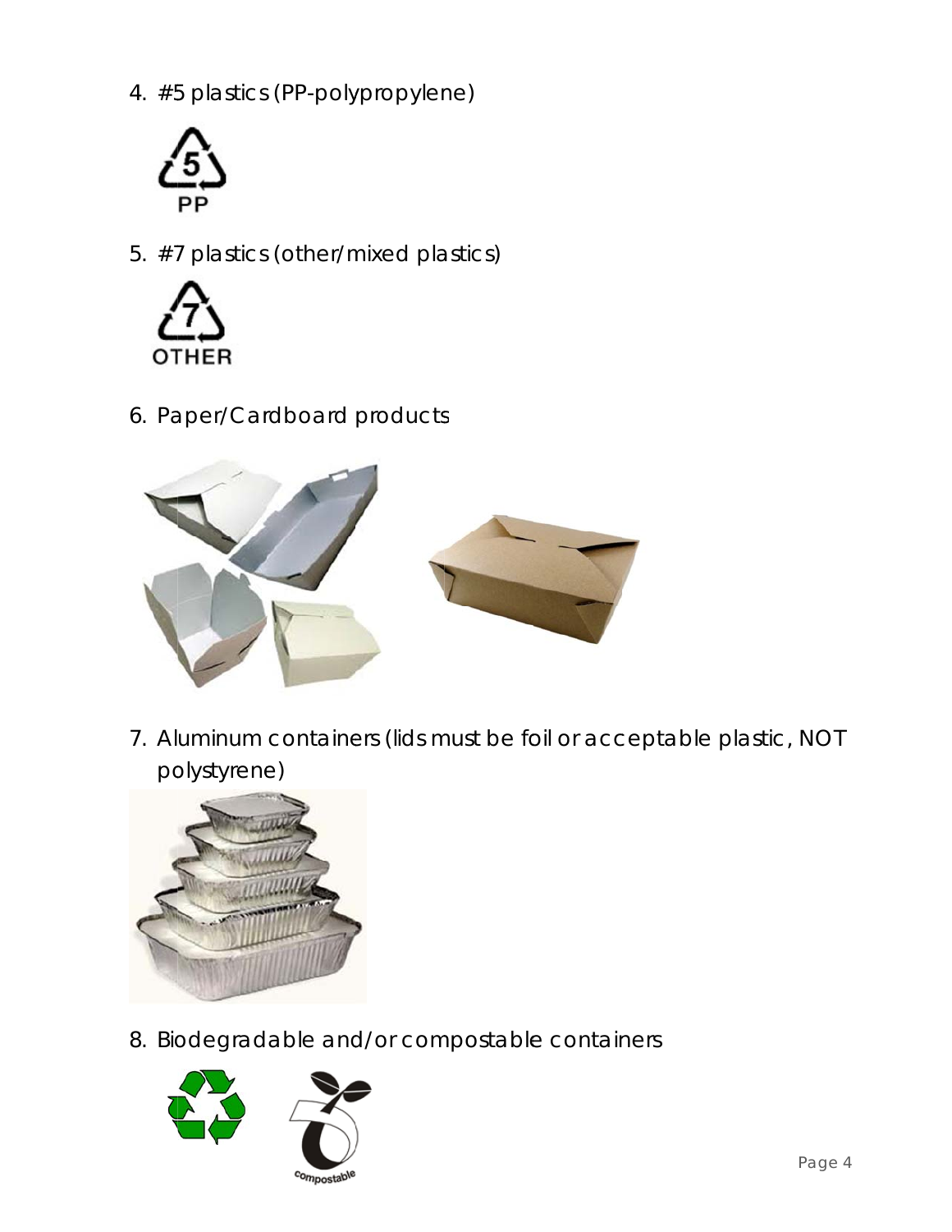4. #5 plastics (PP-polypropylene)

5. #7 plastics (other/mixed plastics)

6. Paper/Cardboard products

7. Aluminum containers (lids must be foil or acceptable plastic, NOT polystyrene)

8. Biodegradable and/or compostable containers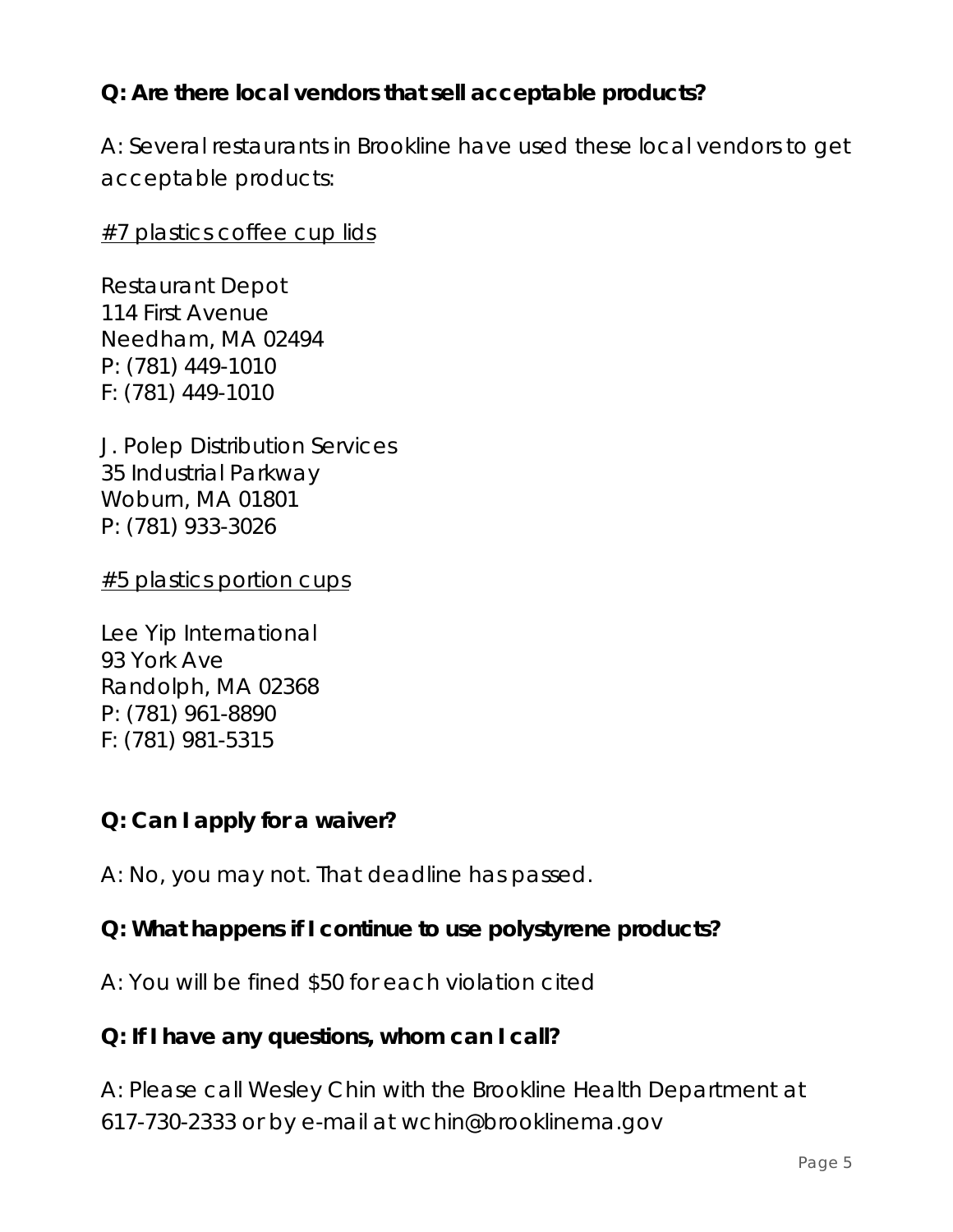**Q: Are there local vendors that sell acceptable products?**

A: Several restaurants in Brookline have used these local vendors to get acceptable products:

#7 plastics coffee cup lids

Restaurant Depot
114 First Avenue
Needham, MA 02494
P: (781) 449-1010
F: (781) 449-1010

J. Polep Distribution Services
35 Industrial Parkway
Woburn, MA 01801
P: (781) 933-3026

#5 plastics portion cups

Lee Yip International
93 York Ave
Randolph, MA 02368
P: (781) 961-8890
F: (781) 981-5315

**Q: Can I apply for a waiver?**

A: No, you may not. That deadline has passed.

**Q: What happens if I continue to use polystyrene products?**

A: You will be fined $50 for each violation cited

**Q: If I have any questions, whom can I call?**

A: Please call Wesley Chin with the Brookline Health Department at 617-730-2333 or by e-mail at wchin@brooklinema.gov